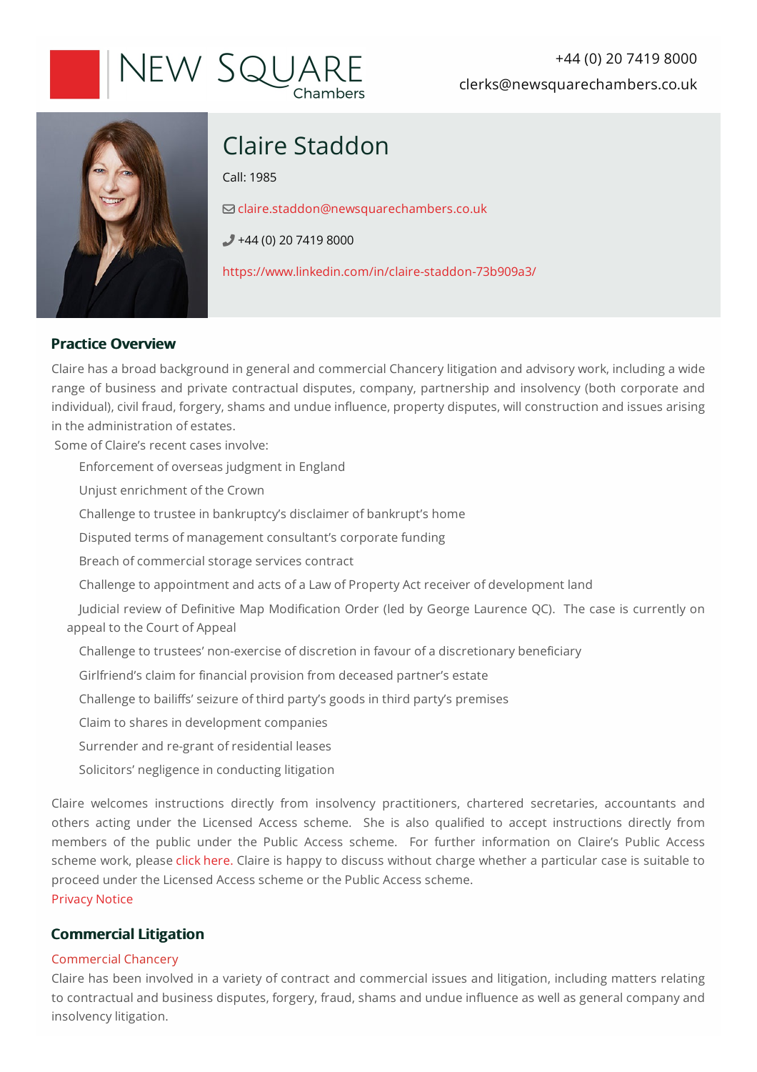NEW SQUARE Chambers

+44 (0) 20 7419 8000

clerks@newsquarechambers.co.uk

# Claire Staddon

Call: 1985

claire.staddon@newsquarechambers.co.uk

+44 (0) 20 7419 8000

https://www.linkedin.com/in/claire-staddon-73b909a3/

## Practice Overview

Claire has a broad background in general and commercial Chancery litigation and advisory work, including a wide range of business and private contractual disputes, company, partnership and insolvency (both corporate and individual), civil fraud, forgery, shams and undue influence, property disputes, will construction and issues arising in the administration of estates.

Some of Claire's recent cases involve:

- Enforcement of overseas judgment in England
- Unjust enrichment of the Crown
- Challenge to trustee in bankruptcy's disclaimer of bankrupt's home
- Disputed terms of management consultant's corporate funding
- Breach of commercial storage services contract
- Challenge to appointment and acts of a Law of Property Act receiver of development land
- Judicial review of Definitive Map Modification Order (led by George Laurence QC). The case is currently on appeal to the Court of Appeal
- Challenge to trustees' non-exercise of discretion in favour of a discretionary beneficiary
- Girlfriend's claim for financial provision from deceased partner's estate
- Challenge to bailiffs' seizure of third party's goods in third party's premises
- Claim to shares in development companies
- Surrender and re-grant of residential leases
- Solicitors' negligence in conducting litigation

Claire welcomes instructions directly from insolvency practitioners, chartered secretaries, accountants and others acting under the Licensed Access scheme. She is also qualified to accept instructions directly from members of the public under the Public Access scheme. For further information on Claire's Public Access scheme work, please click here. Claire is happy to discuss without charge whether a particular case is suitable to proceed under the Licensed Access scheme or the Public Access scheme.

Privacy Notice

## Commercial Litigation

### Commercial Chancery

Claire has been involved in a variety of contract and commercial issues and litigation, including matters relating to contractual and business disputes, forgery, fraud, shams and undue influence as well as general company and insolvency litigation.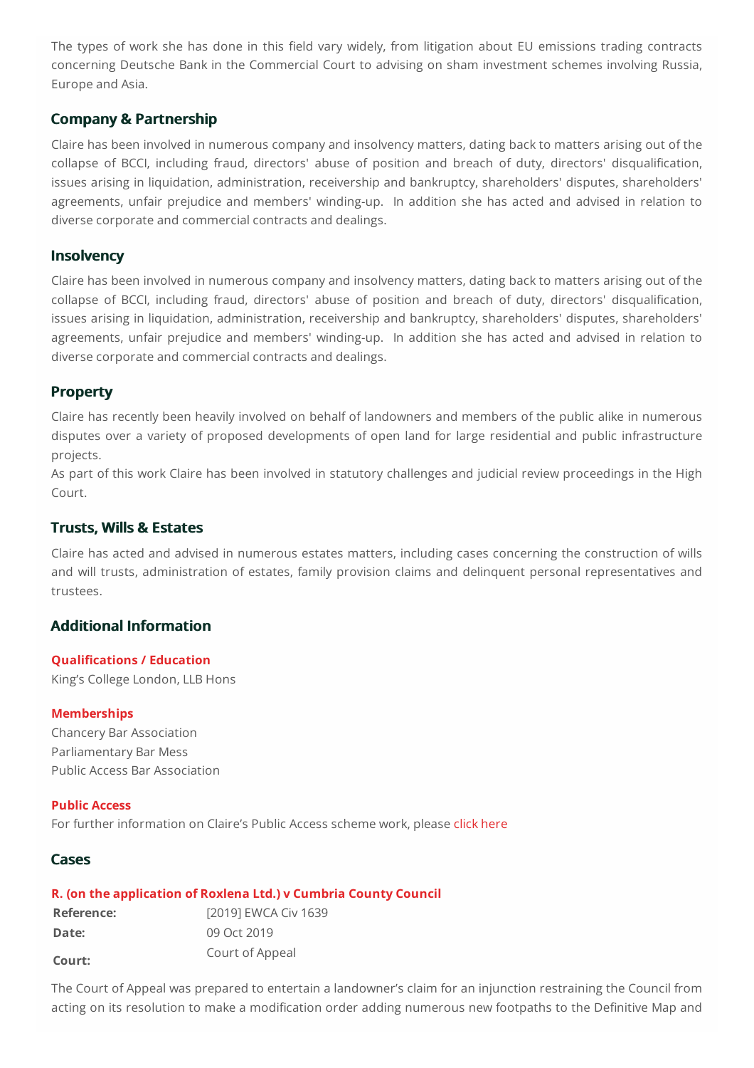The types of work she has done in this field vary widely, from litigation about EU emissions trading contracts concerning Deutsche Bank in the Commercial Court to advising on sham investment schemes involving Russia, Europe and Asia.

## Company & Partnership

Claire has been involved in numerous company and insolvency matters, dating back to matters arising out of the collapse of BCCI, including fraud, directors' abuse of position and breach of duty, directors' disqualification, issues arising in liquidation, administration, receivership and bankruptcy, shareholders' disputes, shareholders' agreements, unfair prejudice and members' winding-up. In addition she has acted and advised in relation to diverse corporate and commercial contracts and dealings.

## Insolvency

Claire has been involved in numerous company and insolvency matters, dating back to matters arising out of the collapse of BCCI, including fraud, directors' abuse of position and breach of duty, directors' disqualification, issues arising in liquidation, administration, receivership and bankruptcy, shareholders' disputes, shareholders' agreements, unfair prejudice and members' winding-up. In addition she has acted and advised in relation to diverse corporate and commercial contracts and dealings.

## Property

Claire has recently been heavily involved on behalf of landowners and members of the public alike in numerous disputes over a variety of proposed developments of open land for large residential and public infrastructure projects.

As part of this work Claire has been involved in statutory challenges and judicial review proceedings in the High Court.

## Trusts, Wills & Estates

Claire has acted and advised in numerous estates matters, including cases concerning the construction of wills and will trusts, administration of estates, family provision claims and delinquent personal representatives and trustees.

## Additional Information

### Qualifications / Education

King's College London, LLB Hons

### Memberships

Chancery Bar Association
Parliamentary Bar Mess
Public Access Bar Association

### Public Access

For further information on Claire's Public Access scheme work, please click here

## Cases

### R. (on the application of Roxlena Ltd.) v Cumbria County Council

| | |
|---|---|
| **Reference:** | [2019] EWCA Civ 1639 |
| **Date:** | 09 Oct 2019 |
| **Court:** | Court of Appeal |

The Court of Appeal was prepared to entertain a landowner's claim for an injunction restraining the Council from acting on its resolution to make a modification order adding numerous new footpaths to the Definitive Map and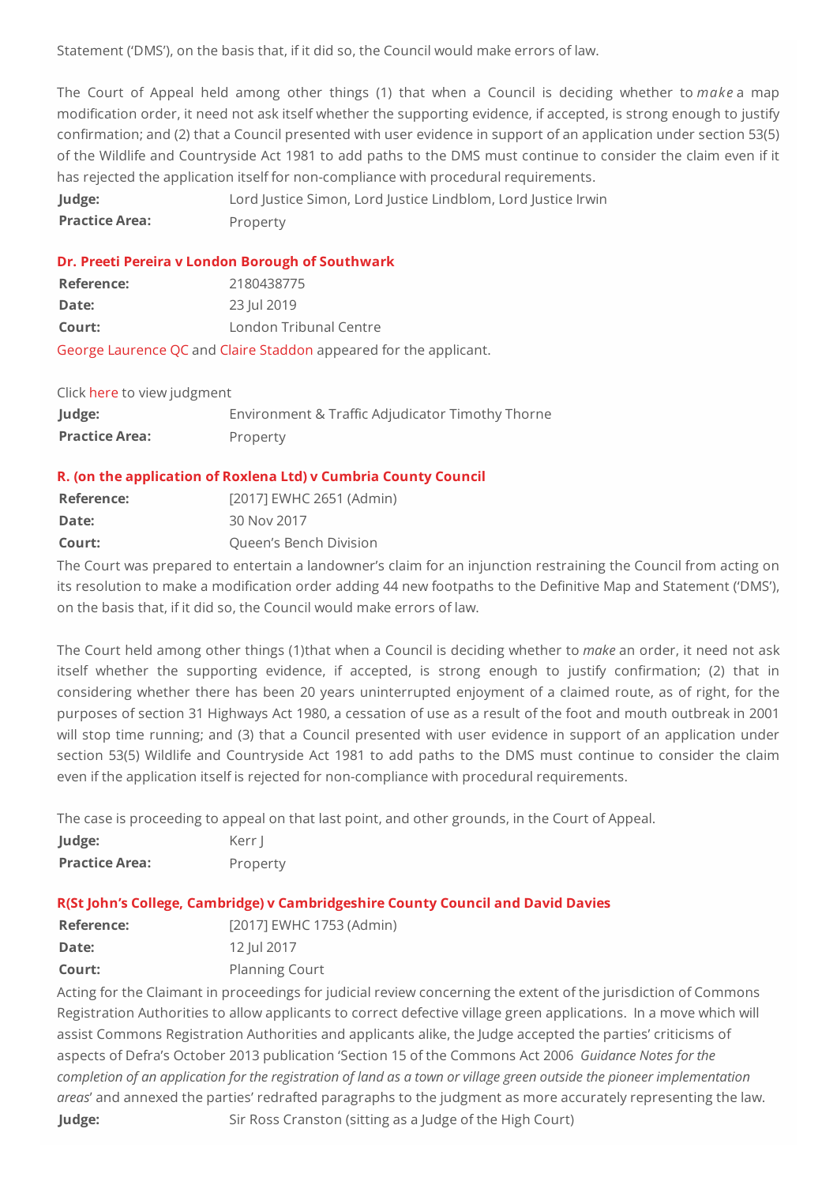Statement ('DMS'), on the basis that, if it did so, the Council would make errors of law.

The Court of Appeal held among other things (1) that when a Council is deciding whether to *make* a map modification order, it need not ask itself whether the supporting evidence, if accepted, is strong enough to justify confirmation; and (2) that a Council presented with user evidence in support of an application under section 53(5) of the Wildlife and Countryside Act 1981 to add paths to the DMS must continue to consider the claim even if it has rejected the application itself for non-compliance with procedural requirements.

**Judge:** Lord Justice Simon, Lord Justice Lindblom, Lord Justice Irwin
**Practice Area:** Property

### Dr. Preeti Pereira v London Borough of Southwark

**Reference:** 2180438775
**Date:** 23 Jul 2019
**Court:** London Tribunal Centre

George Laurence QC and Claire Staddon appeared for the applicant.

Click here to view judgment

**Judge:** Environment & Traffic Adjudicator Timothy Thorne
**Practice Area:** Property

### R. (on the application of Roxlena Ltd) v Cumbria County Council

**Reference:** [2017] EWHC 2651 (Admin)
**Date:** 30 Nov 2017
**Court:** Queen's Bench Division

The Court was prepared to entertain a landowner's claim for an injunction restraining the Council from acting on its resolution to make a modification order adding 44 new footpaths to the Definitive Map and Statement ('DMS'), on the basis that, if it did so, the Council would make errors of law.

The Court held among other things (1)that when a Council is deciding whether to *make* an order, it need not ask itself whether the supporting evidence, if accepted, is strong enough to justify confirmation; (2) that in considering whether there has been 20 years uninterrupted enjoyment of a claimed route, as of right, for the purposes of section 31 Highways Act 1980, a cessation of use as a result of the foot and mouth outbreak in 2001 will stop time running; and (3) that a Council presented with user evidence in support of an application under section 53(5) Wildlife and Countryside Act 1981 to add paths to the DMS must continue to consider the claim even if the application itself is rejected for non-compliance with procedural requirements.

The case is proceeding to appeal on that last point, and other grounds, in the Court of Appeal.

**Judge:** Kerr J
**Practice Area:** Property

### R(St John's College, Cambridge) v Cambridgeshire County Council and David Davies

**Reference:** [2017] EWHC 1753 (Admin)
**Date:** 12 Jul 2017
**Court:** Planning Court

Acting for the Claimant in proceedings for judicial review concerning the extent of the jurisdiction of Commons Registration Authorities to allow applicants to correct defective village green applications. In a move which will assist Commons Registration Authorities and applicants alike, the Judge accepted the parties' criticisms of aspects of Defra's October 2013 publication 'Section 15 of the Commons Act 2006 *Guidance Notes for the completion of an application for the registration of land as a town or village green outside the pioneer implementation areas*' and annexed the parties' redrafted paragraphs to the judgment as more accurately representing the law.

**Judge:** Sir Ross Cranston (sitting as a Judge of the High Court)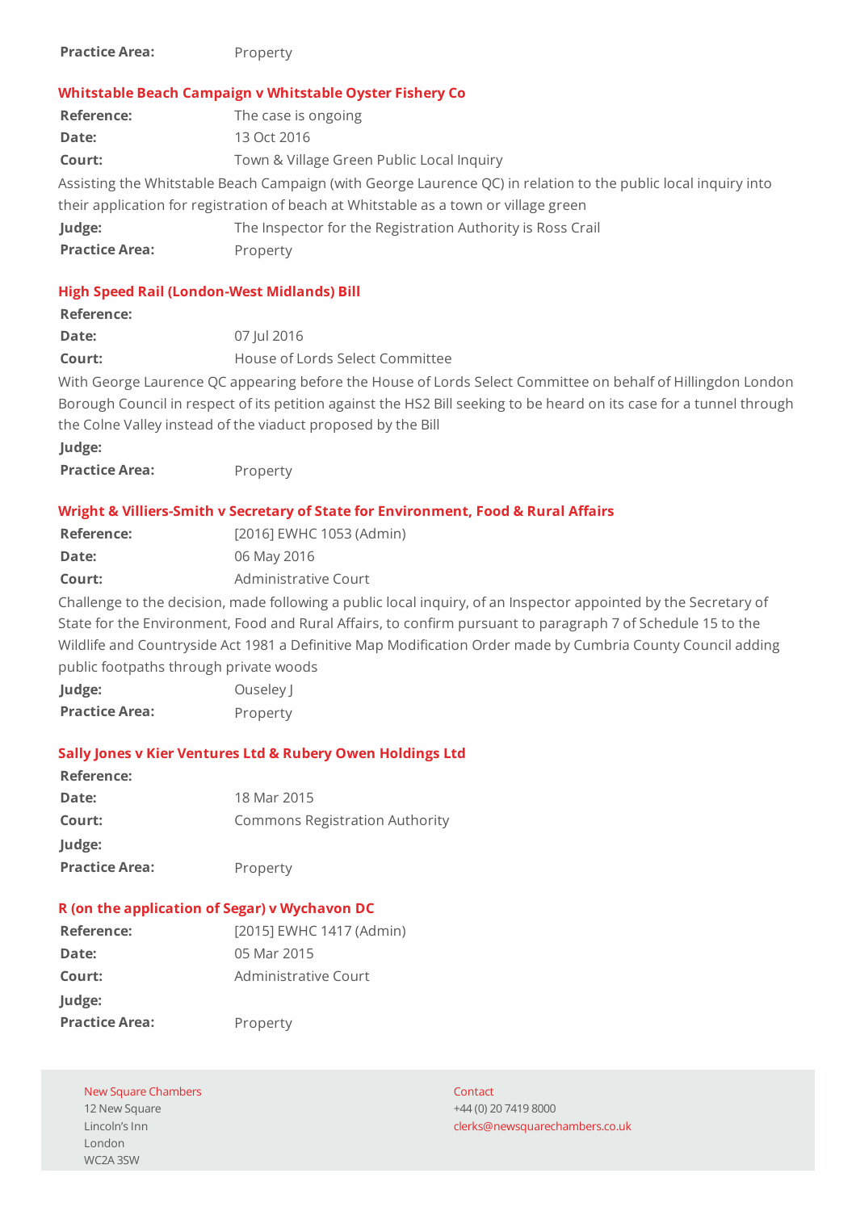**Practice Area:** Property

### Whitstable Beach Campaign v Whitstable Oyster Fishery Co

**Reference:** The case is ongoing
**Date:** 13 Oct 2016
**Court:** Town & Village Green Public Local Inquiry

Assisting the Whitstable Beach Campaign (with George Laurence QC) in relation to the public local inquiry into their application for registration of beach at Whitstable as a town or village green

**Judge:** The Inspector for the Registration Authority is Ross Crail
**Practice Area:** Property

### High Speed Rail (London-West Midlands) Bill

**Reference:**
**Date:** 07 Jul 2016
**Court:** House of Lords Select Committee

With George Laurence QC appearing before the House of Lords Select Committee on behalf of Hillingdon London Borough Council in respect of its petition against the HS2 Bill seeking to be heard on its case for a tunnel through the Colne Valley instead of the viaduct proposed by the Bill

**Judge:**
**Practice Area:** Property

### Wright & Villiers-Smith v Secretary of State for Environment, Food & Rural Affairs

**Reference:** [2016] EWHC 1053 (Admin)
**Date:** 06 May 2016
**Court:** Administrative Court

Challenge to the decision, made following a public local inquiry, of an Inspector appointed by the Secretary of State for the Environment, Food and Rural Affairs, to confirm pursuant to paragraph 7 of Schedule 15 to the Wildlife and Countryside Act 1981 a Definitive Map Modification Order made by Cumbria County Council adding public footpaths through private woods

**Judge:** Ouseley J
**Practice Area:** Property

### Sally Jones v Kier Ventures Ltd & Rubery Owen Holdings Ltd

**Reference:**
**Date:** 18 Mar 2015
**Court:** Commons Registration Authority
**Judge:**
**Practice Area:** Property

### R (on the application of Segar) v Wychavon DC

**Reference:** [2015] EWHC 1417 (Admin)
**Date:** 05 Mar 2015
**Court:** Administrative Court
**Judge:**
**Practice Area:** Property

New Square Chambers
12 New Square
Lincoln's Inn
London
WC2A 3SW

Contact
+44 (0) 20 7419 8000
clerks@newsquarechambers.co.uk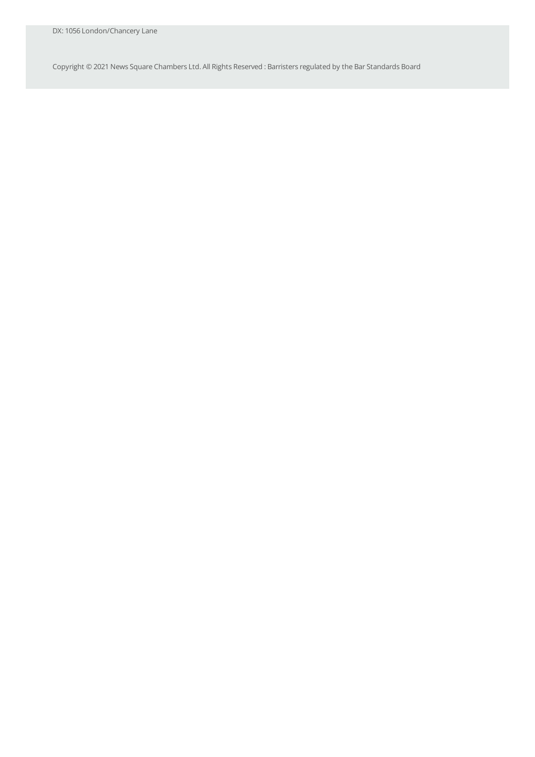DX: 1056 London/Chancery Lane

Copyright © 2021 News Square Chambers Ltd. All Rights Reserved : Barristers regulated by the Bar Standards Board